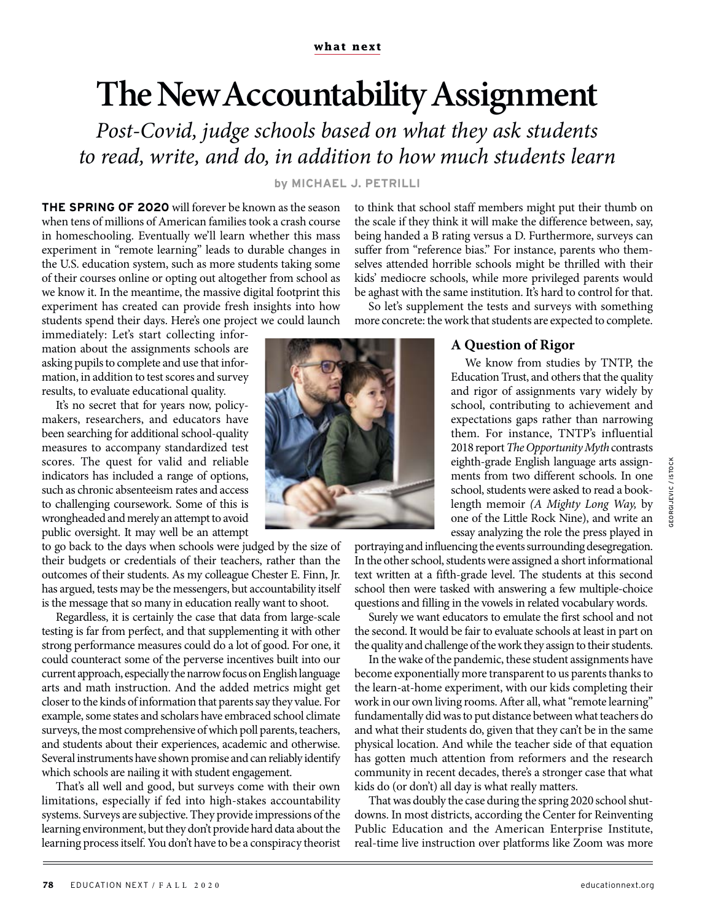what next

# The New Accountability Assignment

*Post-Covid, judge schools based on what they ask students to read, write, and do, in addition to how much students learn*

by MICHAEL J. PETRILLI

**THE SPRING OF 2020** will forever be known as the season when tens of millions of American families took a crash course in homeschooling. Eventually we'll learn whether this mass experiment in "remote learning" leads to durable changes in the U.S. education system, such as more students taking some of their courses online or opting out altogether from school as we know it. In the meantime, the massive digital footprint this experiment has created can provide fresh insights into how students spend their days. Here's one project we could launch immediately: Let's start collecting information about the assignments schools are asking pupils to complete and use that information, in addition to test scores and survey results, to evaluate educational quality.

It's no secret that for years now, policymakers, researchers, and educators have been searching for additional school-quality measures to accompany standardized test scores. The quest for valid and reliable indicators has included a range of options, such as chronic absenteeism rates and access to challenging coursework. Some of this is wrongheaded and merely an attempt to avoid public oversight. It may well be an attempt to go back to the days when schools were judged by the size of their budgets or credentials of their teachers, rather than the outcomes of their students. As my colleague Chester E. Finn, Jr. has argued, tests may be the messengers, but accountability itself is the message that so many in education really want to shoot.

Regardless, it is certainly the case that data from large-scale testing is far from perfect, and that supplementing it with other strong performance measures could do a lot of good. For one, it could counteract some of the perverse incentives built into our current approach, especially the narrow focus on English language arts and math instruction. And the added metrics might get closer to the kinds of information that parents say they value. For example, some states and scholars have embraced school climate surveys, the most comprehensive of which poll parents, teachers, and students about their experiences, academic and otherwise. Several instruments have shown promise and can reliably identify which schools are nailing it with student engagement.

That's all well and good, but surveys come with their own limitations, especially if fed into high-stakes accountability systems. Surveys are subjective. They provide impressions of the learning environment, but they don't provide hard data about the learning process itself. You don't have to be a conspiracy theorist to think that school staff members might put their thumb on the scale if they think it will make the difference between, say, being handed a B rating versus a D. Furthermore, surveys can suffer from "reference bias." For instance, parents who themselves attended horrible schools might be thrilled with their kids' mediocre schools, while more privileged parents would be aghast with the same institution. It's hard to control for that.

So let's supplement the tests and surveys with something more concrete: the work that students are expected to complete.

### A Question of Rigor

We know from studies by TNTP, the Education Trust, and others that the quality and rigor of assignments vary widely by school, contributing to achievement and expectations gaps rather than narrowing them. For instance, TNTP's influential 2018 report *The Opportunity Myth* contrasts eighth-grade English language arts assignments from two different schools. In one school, students were asked to read a book-length memoir *(A Mighty Long Way,* by one of the Little Rock Nine), and write an essay analyzing the role the press played in portraying and influencing the events surrounding desegregation. In the other school, students were assigned a short informational text written at a fifth-grade level. The students at this second school then were tasked with answering a few multiple-choice questions and filling in the vowels in related vocabulary words.

Surely we want educators to emulate the first school and not the second. It would be fair to evaluate schools at least in part on the quality and challenge of the work they assign to their students.

In the wake of the pandemic, these student assignments have become exponentially more transparent to us parents thanks to the learn-at-home experiment, with our kids completing their work in our own living rooms. After all, what "remote learning" fundamentally did was to put distance between what teachers do and what their students do, given that they can't be in the same physical location. And while the teacher side of that equation has gotten much attention from reformers and the research community in recent decades, there's a stronger case that what kids do (or don't) all day is what really matters.

That was doubly the case during the spring 2020 school shutdowns. In most districts, according the Center for Reinventing Public Education and the American Enterprise Institute, real-time live instruction over platforms like Zoom was more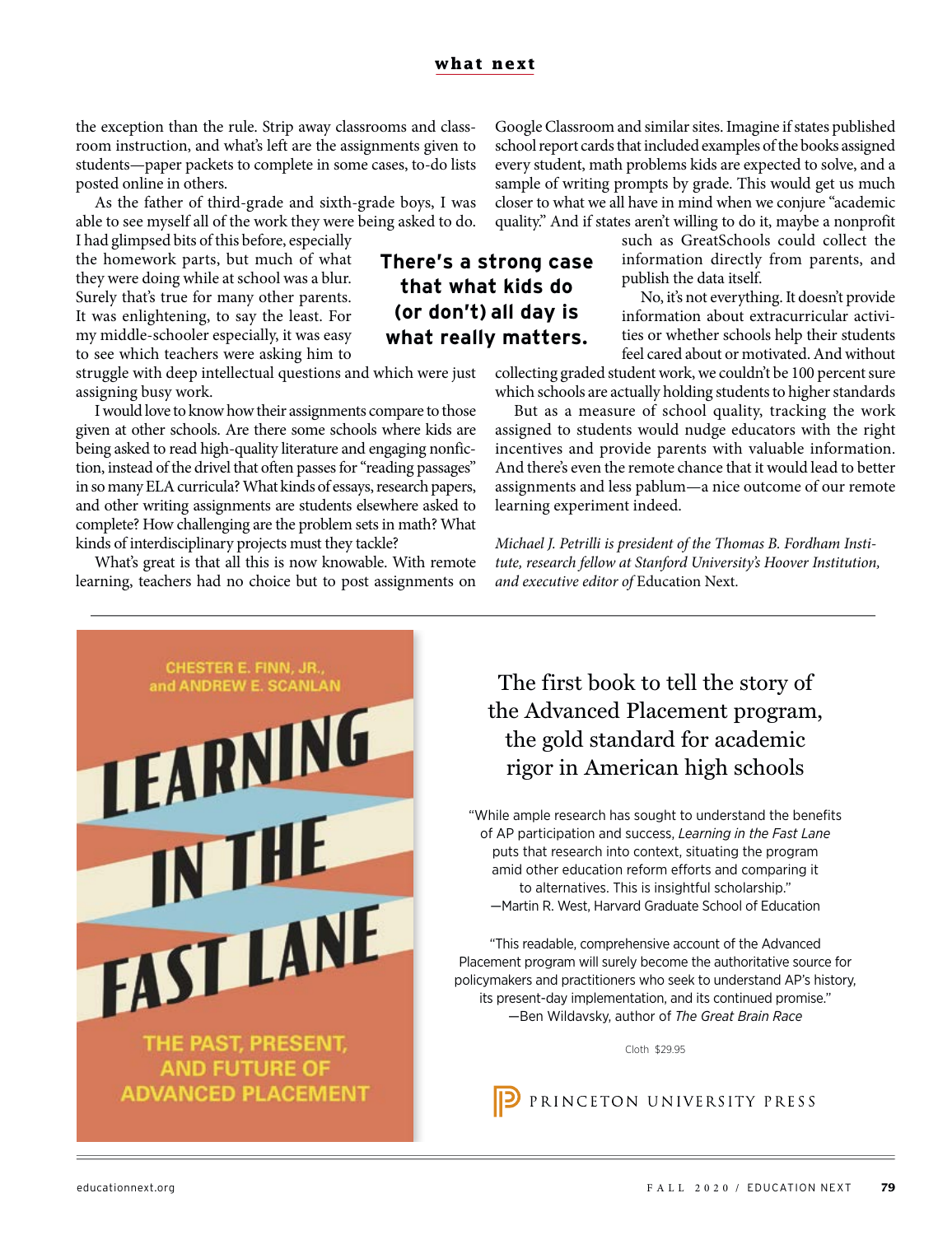the exception than the rule. Strip away classrooms and classroom instruction, and what's left are the assignments given to students—paper packets to complete in some cases, to-do lists posted online in others.

As the father of third-grade and sixth-grade boys, I was able to see myself all of the work they were being asked to do. I had glimpsed bits of this before, especially the homework parts, but much of what they were doing while at school was a blur. Surely that's true for many other parents. It was enlightening, to say the least. For my middle-schooler especially, it was easy to see which teachers were asking him to struggle with deep intellectual questions and which were just assigning busy work.

**There's a strong case that what kids do (or don't) all day is what really matters.**

I would love to know how their assignments compare to those given at other schools. Are there some schools where kids are being asked to read high-quality literature and engaging nonfiction, instead of the drivel that often passes for "reading passages" in so many ELA curricula? What kinds of essays, research papers, and other writing assignments are students elsewhere asked to complete? How challenging are the problem sets in math? What kinds of interdisciplinary projects must they tackle?

What's great is that all this is now knowable. With remote learning, teachers had no choice but to post assignments on Google Classroom and similar sites. Imagine if states published school report cards that included examples of the books assigned every student, math problems kids are expected to solve, and a sample of writing prompts by grade. This would get us much closer to what we all have in mind when we conjure "academic quality." And if states aren't willing to do it, maybe a nonprofit such as GreatSchools could collect the information directly from parents, and publish the data itself.

No, it's not everything. It doesn't provide information about extracurricular activities or whether schools help their students feel cared about or motivated. And without collecting graded student work, we couldn't be 100 percent sure which schools are actually holding students to higher standards.

But as a measure of school quality, tracking the work assigned to students would nudge educators with the right incentives and provide parents with valuable information. And there's even the remote chance that it would lead to better assignments and less pablum—a nice outcome of our remote learning experiment indeed.

*Michael J. Petrilli is president of the Thomas B. Fordham Institute, research fellow at Stanford University's Hoover Institution, and executive editor of* Education Next.

---

CHESTER E. FINN, JR., and ANDREW E. SCANLAN

LEARNING IN THE FAST LANE

THE PAST, PRESENT, AND FUTURE OF ADVANCED PLACEMENT

The first book to tell the story of the Advanced Placement program, the gold standard for academic rigor in American high schools

"While ample research has sought to understand the benefits of AP participation and success, *Learning in the Fast Lane* puts that research into context, situating the program amid other education reform efforts and comparing it to alternatives. This is insightful scholarship."
—Martin R. West, Harvard Graduate School of Education

"This readable, comprehensive account of the Advanced Placement program will surely become the authoritative source for policymakers and practitioners who seek to understand AP's history, its present-day implementation, and its continued promise."
—Ben Wildavsky, author of *The Great Brain Race*

Cloth $29.95

PRINCETON UNIVERSITY PRESS